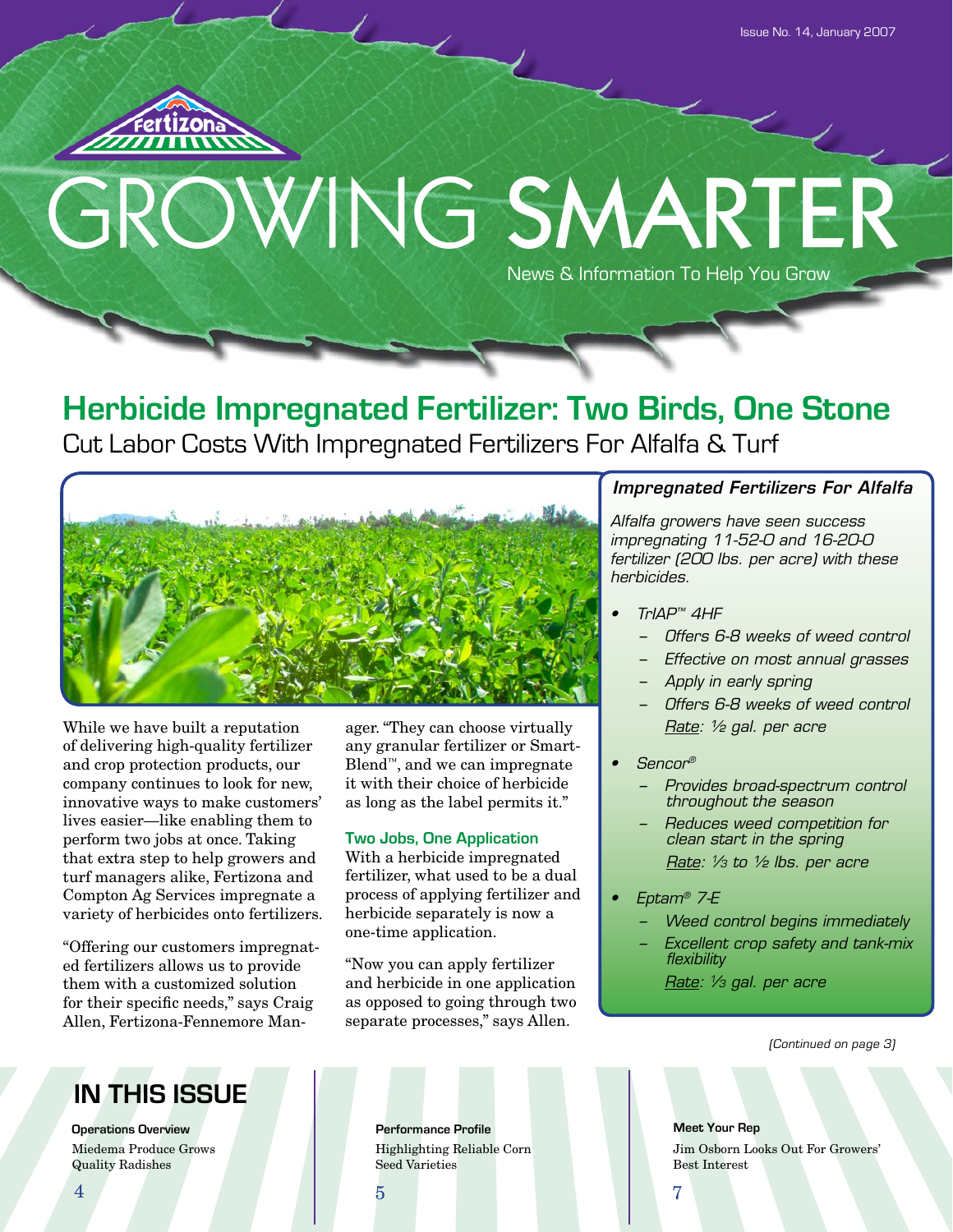Issue No. 14, January 2007

Fertizona

# GROWING SMARTER

News & Information To Help You Grow

## Herbicide Impregnated Fertilizer: Two Birds, One Stone

Cut Labor Costs With Impregnated Fertilizers For Alfalfa & Turf

While we have built a reputation of delivering high-quality fertilizer and crop protection products, our company continues to look for new, innovative ways to make customers' lives easier—like enabling them to perform two jobs at once. Taking that extra step to help growers and turf managers alike, Fertizona and Compton Ag Services impregnate a variety of herbicides onto fertilizers.

"Offering our customers impregnated fertilizers allows us to provide them with a customized solution for their specific needs," says Craig Allen, Fertizona-Fennemore Manager. "They can choose virtually any granular fertilizer or Smart-Blend™, and we can impregnate it with their choice of herbicide as long as the label permits it."

### Two Jobs, One Application

With a herbicide impregnated fertilizer, what used to be a dual process of applying fertilizer and herbicide separately is now a one-time application.

"Now you can apply fertilizer and herbicide in one application as opposed to going through two separate processes," says Allen.

### *Impregnated Fertilizers For Alfalfa*

*Alfalfa growers have seen success impregnating 11-52-0 and 16-20-0 fertilizer (200 lbs. per acre) with these herbicides.*

- *TrIAP™ 4HF*
  - *Offers 6-8 weeks of weed control*
  - *Effective on most annual grasses*
  - *Apply in early spring*
  - *Offers 6-8 weeks of weed control*

    *Rate: ½ gal. per acre*
- *Sencor®*
  - *Provides broad-spectrum control throughout the season*
  - *Reduces weed competition for clean start in the spring*

    *Rate: ⅓ to ½ lbs. per acre*
- *Eptam® 7-E*
  - *Weed control begins immediately*
  - *Excellent crop safety and tank-mix flexibility*

    *Rate: ⅓ gal. per acre*

*(Continued on page 3)*

## IN THIS ISSUE

**Operations Overview**
Miedema Produce Grows Quality Radishes
4

**Performance Profile**
Highlighting Reliable Corn Seed Varieties
5

**Meet Your Rep**
Jim Osborn Looks Out For Growers' Best Interest
7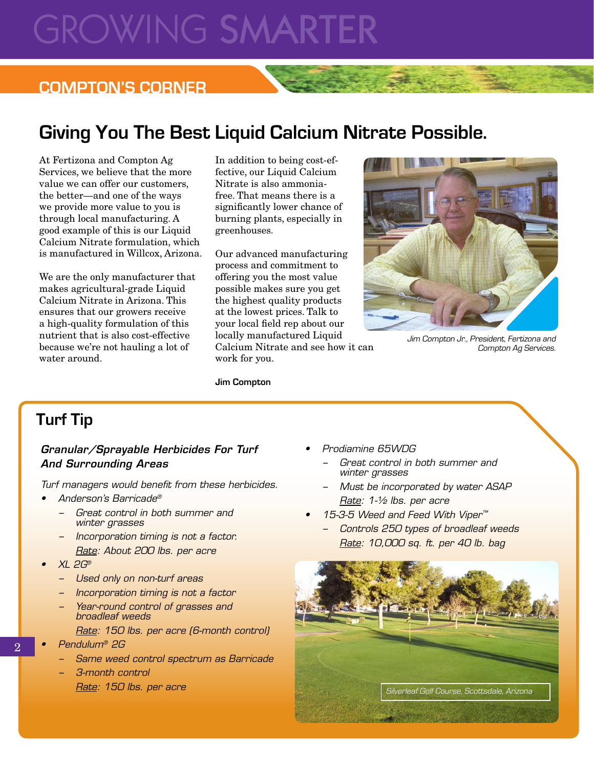# GROWING SMARTER

## COMPTON'S CORNER

## Giving You The Best Liquid Calcium Nitrate Possible.

At Fertizona and Compton Ag Services, we believe that the more value we can offer our customers, the better—and one of the ways we provide more value to you is through local manufacturing. A good example of this is our Liquid Calcium Nitrate formulation, which is manufactured in Willcox, Arizona.

We are the only manufacturer that makes agricultural-grade Liquid Calcium Nitrate in Arizona. This ensures that our growers receive a high-quality formulation of this nutrient that is also cost-effective because we're not hauling a lot of water around.

In addition to being cost-effective, our Liquid Calcium Nitrate is also ammonia-free. That means there is a significantly lower chance of burning plants, especially in greenhouses.

Our advanced manufacturing process and commitment to offering you the most value possible makes sure you get the highest quality products at the lowest prices. Talk to your local field rep about our locally manufactured Liquid Calcium Nitrate and see how it can work for you.

**Jim Compton**

*Jim Compton Jr., President, Fertizona and Compton Ag Services.*

## Turf Tip

### *Granular/Sprayable Herbicides For Turf And Surrounding Areas*

*Turf managers would benefit from these herbicides.*

- *Anderson's Barricade®*
  - *Great control in both summer and winter grasses*
  - *Incorporation timing is not a factor.*
  
  *Rate: About 200 lbs. per acre*
- *XL 2G®*
  - *Used only on non-turf areas*
  - *Incorporation timing is not a factor*
  - *Year-round control of grasses and broadleaf weeds*
  
  *Rate: 150 lbs. per acre (6-month control)*
- *Pendulum® 2G*
  - *Same weed control spectrum as Barricade*
  - *3-month control*
  
  *Rate: 150 lbs. per acre*
- *Prodiamine 65WDG*
  - *Great control in both summer and winter grasses*
  - *Must be incorporated by water ASAP*
  
  *Rate: 1-½ lbs. per acre*
- *15-3-5 Weed and Feed With Viper™*
  - *Controls 250 types of broadleaf weeds*
  
  *Rate: 10,000 sq. ft. per 40 lb. bag*

*Silverleaf Golf Course, Scottsdale, Arizona*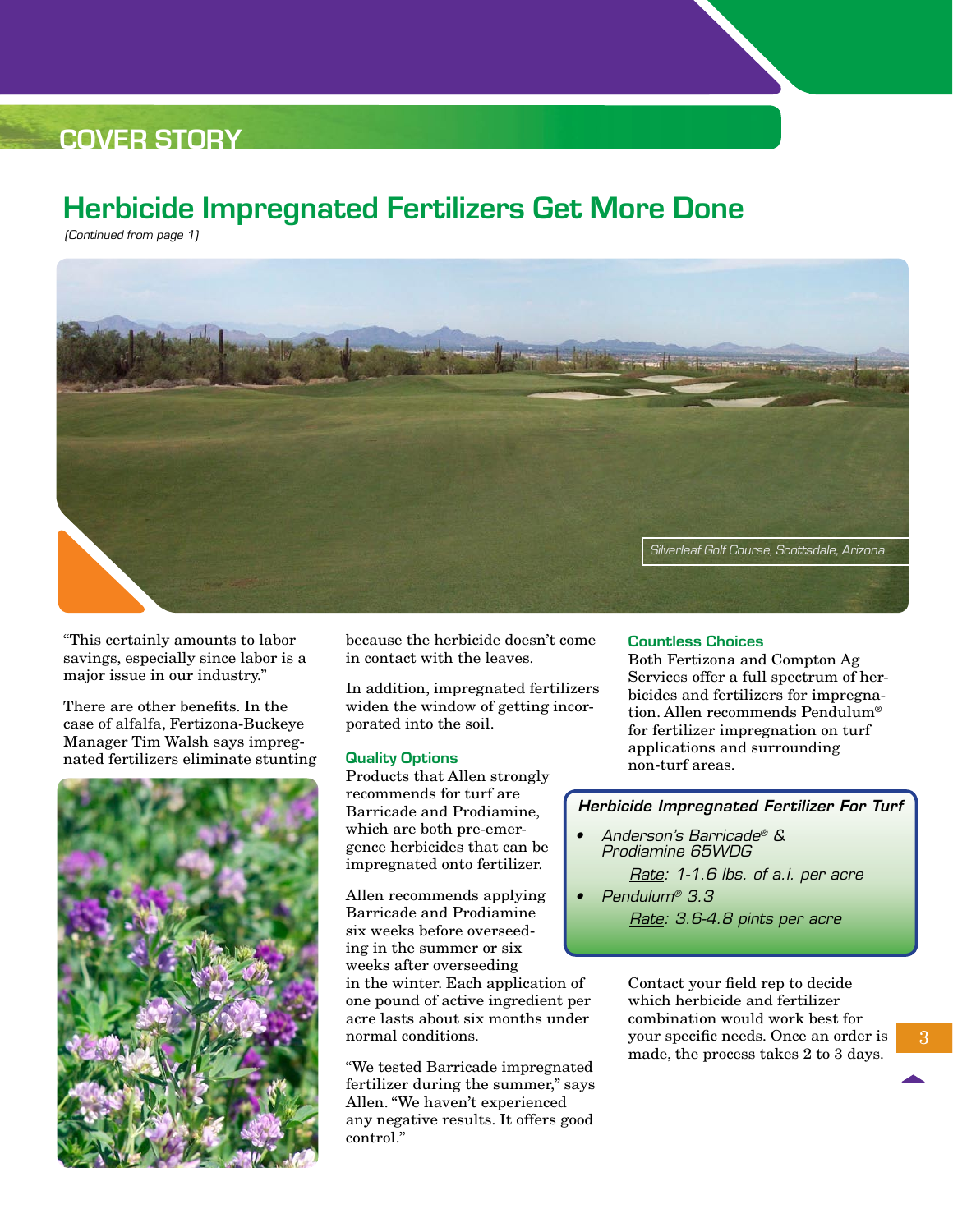## COVER STORY

# Herbicide Impregnated Fertilizers Get More Done

*(Continued from page 1)*

*Silverleaf Golf Course, Scottsdale, Arizona*

"This certainly amounts to labor savings, especially since labor is a major issue in our industry."

There are other benefits. In the case of alfalfa, Fertizona-Buckeye Manager Tim Walsh says impregnated fertilizers eliminate stunting because the herbicide doesn't come in contact with the leaves.

In addition, impregnated fertilizers widen the window of getting incorporated into the soil.

### Quality Options

Products that Allen strongly recommends for turf are Barricade and Prodiamine, which are both pre-emergence herbicides that can be impregnated onto fertilizer.

Allen recommends applying Barricade and Prodiamine six weeks before overseeding in the summer or six weeks after overseeding in the winter. Each application of one pound of active ingredient per acre lasts about six months under normal conditions.

"We tested Barricade impregnated fertilizer during the summer," says Allen. "We haven't experienced any negative results. It offers good control."

### Countless Choices

Both Fertizona and Compton Ag Services offer a full spectrum of herbicides and fertilizers for impregnation. Allen recommends Pendulum® for fertilizer impregnation on turf applications and surrounding non-turf areas.

***Herbicide Impregnated Fertilizer For Turf***

- *Anderson's Barricade® & Prodiamine 65WDG*
  *Rate: 1-1.6 lbs. of a.i. per acre*
- *Pendulum® 3.3*
  *Rate: 3.6-4.8 pints per acre*

Contact your field rep to decide which herbicide and fertilizer combination would work best for your specific needs. Once an order is made, the process takes 2 to 3 days.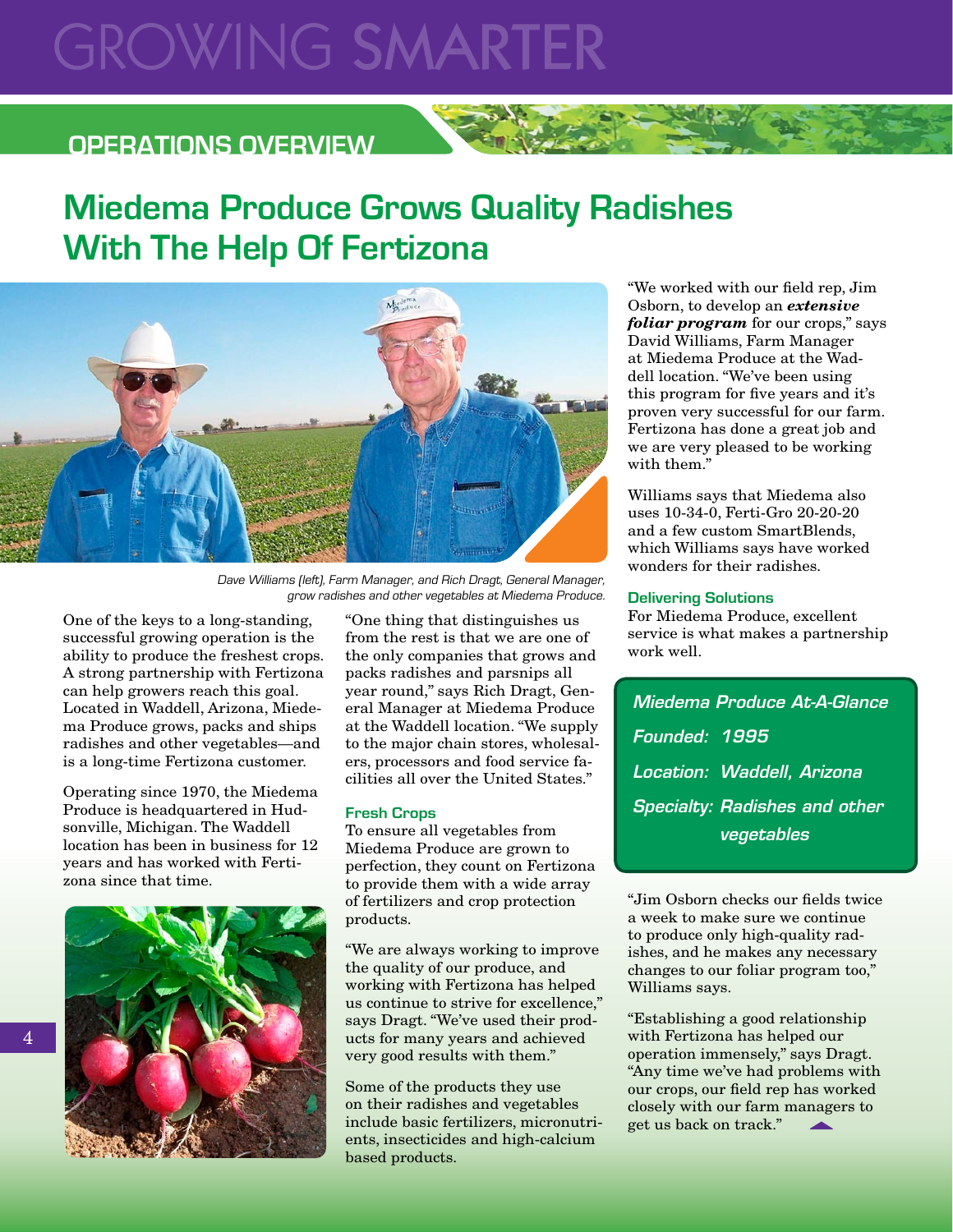# GROWING SMARTER

## OPERATIONS OVERVIEW

# Miedema Produce Grows Quality Radishes With The Help Of Fertizona

*Dave Williams (left), Farm Manager, and Rich Dragt, General Manager, grow radishes and other vegetables at Miedema Produce.*

One of the keys to a long-standing, successful growing operation is the ability to produce the freshest crops. A strong partnership with Fertizona can help growers reach this goal. Located in Waddell, Arizona, Miedema Produce grows, packs and ships radishes and other vegetables—and is a long-time Fertizona customer.

Operating since 1970, the Miedema Produce is headquartered in Hudsonville, Michigan. The Waddell location has been in business for 12 years and has worked with Fertizona since that time.

"One thing that distinguishes us from the rest is that we are one of the only companies that grows and packs radishes and parsnips all year round," says Rich Dragt, General Manager at Miedema Produce at the Waddell location. "We supply to the major chain stores, wholesalers, processors and food service facilities all over the United States."

### Fresh Crops

To ensure all vegetables from Miedema Produce are grown to perfection, they count on Fertizona to provide them with a wide array of fertilizers and crop protection products.

"We are always working to improve the quality of our produce, and working with Fertizona has helped us continue to strive for excellence," says Dragt. "We've used their products for many years and achieved very good results with them."

Some of the products they use on their radishes and vegetables include basic fertilizers, micronutrients, insecticides and high-calcium based products.

"We worked with our field rep, Jim Osborn, to develop an ***extensive foliar program*** for our crops," says David Williams, Farm Manager at Miedema Produce at the Waddell location. "We've been using this program for five years and it's proven very successful for our farm. Fertizona has done a great job and we are very pleased to be working with them."

Williams says that Miedema also uses 10-34-0, Ferti-Gro 20-20-20 and a few custom SmartBlends, which Williams says have worked wonders for their radishes.

### Delivering Solutions

For Miedema Produce, excellent service is what makes a partnership work well.

> ***Miedema Produce At-A-Glance***
>
> ***Founded: 1995***
>
> ***Location: Waddell, Arizona***
>
> ***Specialty: Radishes and other vegetables***

"Jim Osborn checks our fields twice a week to make sure we continue to produce only high-quality radishes, and he makes any necessary changes to our foliar program too," Williams says.

"Establishing a good relationship with Fertizona has helped our operation immensely," says Dragt. "Any time we've had problems with our crops, our field rep has worked closely with our farm managers to get us back on track."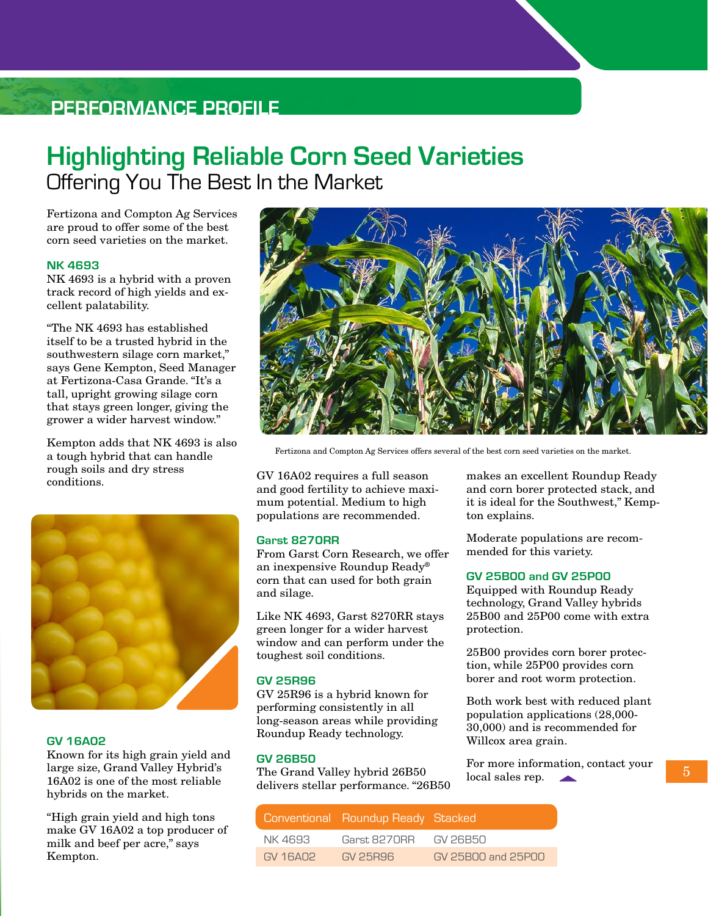PERFORMANCE PROFILE

# Highlighting Reliable Corn Seed Varieties

## Offering You The Best In the Market

Fertizona and Compton Ag Services are proud to offer some of the best corn seed varieties on the market.

### NK 4693

NK 4693 is a hybrid with a proven track record of high yields and excellent palatability.

"The NK 4693 has established itself to be a trusted hybrid in the southwestern silage corn market," says Gene Kempton, Seed Manager at Fertizona-Casa Grande. "It's a tall, upright growing silage corn that stays green longer, giving the grower a wider harvest window."

Kempton adds that NK 4693 is also a tough hybrid that can handle rough soils and dry stress conditions.

### GV 16A02

Known for its high grain yield and large size, Grand Valley Hybrid's 16A02 is one of the most reliable hybrids on the market.

"High grain yield and high tons make GV 16A02 a top producer of milk and beef per acre," says Kempton.

Fertizona and Compton Ag Services offers several of the best corn seed varieties on the market.

GV 16A02 requires a full season and good fertility to achieve maximum potential. Medium to high populations are recommended.

### Garst 8270RR

From Garst Corn Research, we offer an inexpensive Roundup Ready® corn that can used for both grain and silage.

Like NK 4693, Garst 8270RR stays green longer for a wider harvest window and can perform under the toughest soil conditions.

### GV 25R96

GV 25R96 is a hybrid known for performing consistently in all long-season areas while providing Roundup Ready technology.

### GV 26B50

The Grand Valley hybrid 26B50 delivers stellar performance. "26B50 makes an excellent Roundup Ready and corn borer protected stack, and it is ideal for the Southwest," Kempton explains.

Moderate populations are recommended for this variety.

### GV 25B00 and GV 25P00

Equipped with Roundup Ready technology, Grand Valley hybrids 25B00 and 25P00 come with extra protection.

25B00 provides corn borer protection, while 25P00 provides corn borer and root worm protection.

Both work best with reduced plant population applications (28,000-30,000) and is recommended for Willcox area grain.

For more information, contact your local sales rep.

| Conventional | Roundup Ready | Stacked |
|---|---|---|
| NK 4693 | Garst 8270RR | GV 26B50 |
| GV 16A02 | GV 25R96 | GV 25B00 and 25P00 |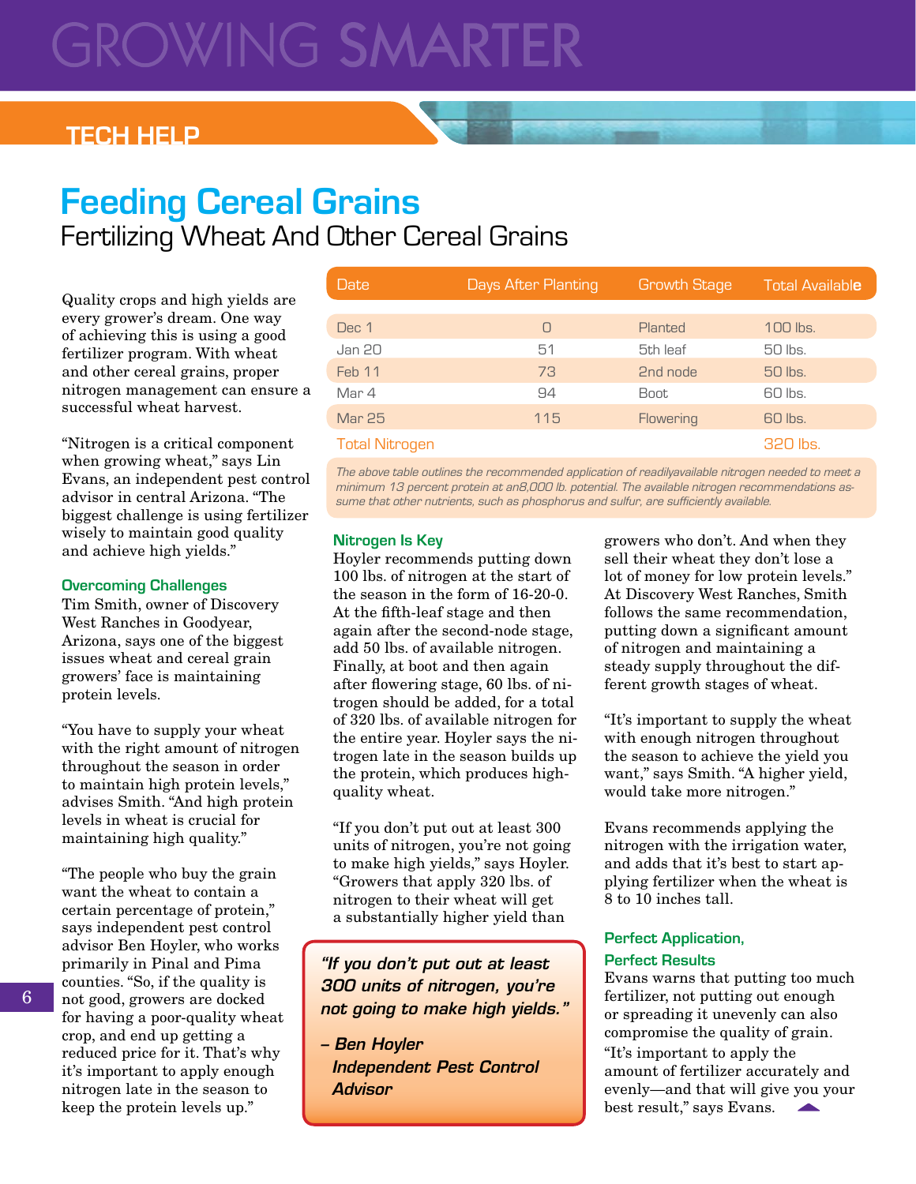# GROWING SMARTER

## TECH HELP

# Feeding Cereal Grains

## Fertilizing Wheat And Other Cereal Grains

Quality crops and high yields are every grower's dream. One way of achieving this is using a good fertilizer program. With wheat and other cereal grains, proper nitrogen management can ensure a successful wheat harvest.

"Nitrogen is a critical component when growing wheat," says Lin Evans, an independent pest control advisor in central Arizona. "The biggest challenge is using fertilizer wisely to maintain good quality and achieve high yields."

### Overcoming Challenges

Tim Smith, owner of Discovery West Ranches in Goodyear, Arizona, says one of the biggest issues wheat and cereal grain growers' face is maintaining protein levels.

"You have to supply your wheat with the right amount of nitrogen throughout the season in order to maintain high protein levels," advises Smith. "And high protein levels in wheat is crucial for maintaining high quality."

"The people who buy the grain want the wheat to contain a certain percentage of protein," says independent pest control advisor Ben Hoyler, who works primarily in Pinal and Pima counties. "So, if the quality is not good, growers are docked for having a poor-quality wheat crop, and end up getting a reduced price for it. That's why it's important to apply enough nitrogen late in the season to keep the protein levels up."

| Date | Days After Planting | Growth Stage | Total Available |
|---|---|---|---|
| Dec 1 | 0 | Planted | 100 lbs. |
| Jan 20 | 51 | 5th leaf | 50 lbs. |
| Feb 11 | 73 | 2nd node | 50 lbs. |
| Mar 4 | 94 | Boot | 60 lbs. |
| Mar 25 | 115 | Flowering | 60 lbs. |
| Total Nitrogen | | | 320 lbs. |

*The above table outlines the recommended application of readilyavailable nitrogen needed to meet a minimum 13 percent protein at an8,000 lb. potential. The available nitrogen recommendations assume that other nutrients, such as phosphorus and sulfur, are sufficiently available.*

### Nitrogen Is Key

Hoyler recommends putting down 100 lbs. of nitrogen at the start of the season in the form of 16-20-0. At the fifth-leaf stage and then again after the second-node stage, add 50 lbs. of available nitrogen. Finally, at boot and then again after flowering stage, 60 lbs. of nitrogen should be added, for a total of 320 lbs. of available nitrogen for the entire year. Hoyler says the nitrogen late in the season builds up the protein, which produces high-quality wheat.

"If you don't put out at least 300 units of nitrogen, you're not going to make high yields," says Hoyler. "Growers that apply 320 lbs. of nitrogen to their wheat will get a substantially higher yield than growers who don't. And when they sell their wheat they don't lose a lot of money for low protein levels." At Discovery West Ranches, Smith follows the same recommendation, putting down a significant amount of nitrogen and maintaining a steady supply throughout the different growth stages of wheat.

> ***"If you don't put out at least 300 units of nitrogen, you're not going to make high yields."***
>
> ***– Ben Hoyler***
> ***Independent Pest Control Advisor***

"It's important to supply the wheat with enough nitrogen throughout the season to achieve the yield you want," says Smith. "A higher yield, would take more nitrogen."

Evans recommends applying the nitrogen with the irrigation water, and adds that it's best to start applying fertilizer when the wheat is 8 to 10 inches tall.

### Perfect Application, Perfect Results

Evans warns that putting too much fertilizer, not putting out enough or spreading it unevenly can also compromise the quality of grain. "It's important to apply the amount of fertilizer accurately and evenly—and that will give you your best result," says Evans.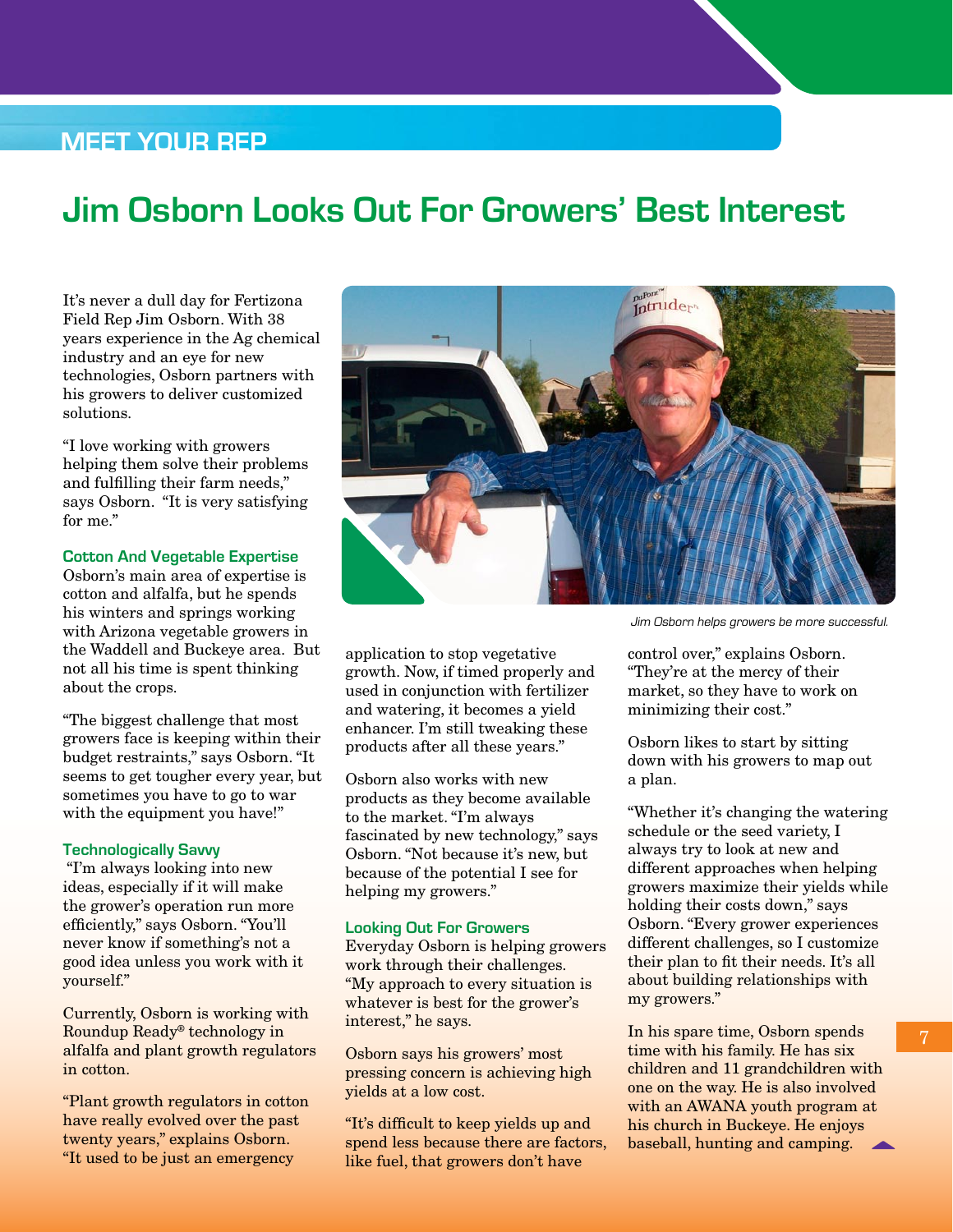MEET YOUR REP

# Jim Osborn Looks Out For Growers' Best Interest

It's never a dull day for Fertizona Field Rep Jim Osborn. With 38 years experience in the Ag chemical industry and an eye for new technologies, Osborn partners with his growers to deliver customized solutions.

"I love working with growers helping them solve their problems and fulfilling their farm needs," says Osborn. "It is very satisfying for me."

### Cotton And Vegetable Expertise

Osborn's main area of expertise is cotton and alfalfa, but he spends his winters and springs working with Arizona vegetable growers in the Waddell and Buckeye area. But not all his time is spent thinking about the crops.

"The biggest challenge that most growers face is keeping within their budget restraints," says Osborn. "It seems to get tougher every year, but sometimes you have to go to war with the equipment you have!"

### Technologically Savvy

"I'm always looking into new ideas, especially if it will make the grower's operation run more efficiently," says Osborn. "You'll never know if something's not a good idea unless you work with it yourself."

Currently, Osborn is working with Roundup Ready® technology in alfalfa and plant growth regulators in cotton.

"Plant growth regulators in cotton have really evolved over the past twenty years," explains Osborn. "It used to be just an emergency application to stop vegetative growth. Now, if timed properly and used in conjunction with fertilizer and watering, it becomes a yield enhancer. I'm still tweaking these products after all these years."

Osborn also works with new products as they become available to the market. "I'm always fascinated by new technology," says Osborn. "Not because it's new, but because of the potential I see for helping my growers."

*Jim Osborn helps growers be more successful.*

### Looking Out For Growers

Everyday Osborn is helping growers work through their challenges. "My approach to every situation is whatever is best for the grower's interest," he says.

Osborn says his growers' most pressing concern is achieving high yields at a low cost.

"It's difficult to keep yields up and spend less because there are factors, like fuel, that growers don't have control over," explains Osborn. "They're at the mercy of their market, so they have to work on minimizing their cost."

Osborn likes to start by sitting down with his growers to map out a plan.

"Whether it's changing the watering schedule or the seed variety, I always try to look at new and different approaches when helping growers maximize their yields while holding their costs down," says Osborn. "Every grower experiences different challenges, so I customize their plan to fit their needs. It's all about building relationships with my growers."

In his spare time, Osborn spends time with his family. He has six children and 11 grandchildren with one on the way. He is also involved with an AWANA youth program at his church in Buckeye. He enjoys baseball, hunting and camping.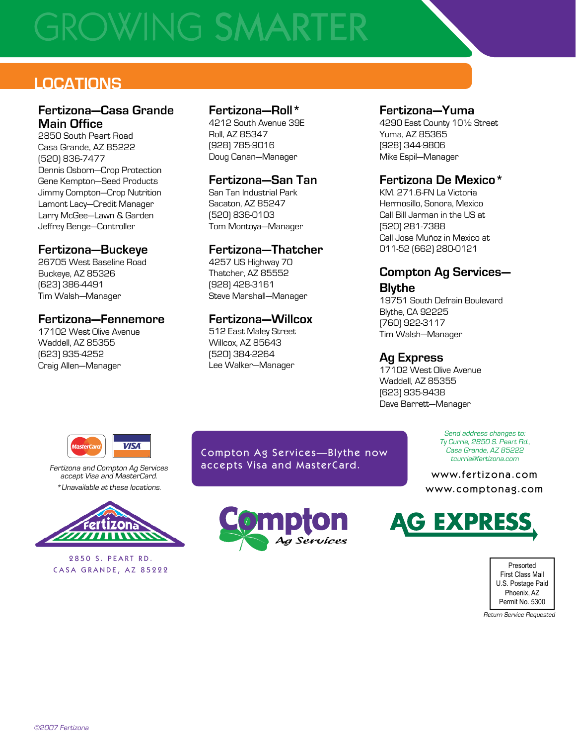# GROWING SMARTER

## LOCATIONS

### Fertizona—Casa Grande Main Office

2850 South Peart Road
Casa Grande, AZ 85222
(520) 836-7477
Dennis Osborn—Crop Protection
Gene Kempton—Seed Products
Jimmy Compton—Crop Nutrition
Lamont Lacy—Credit Manager
Larry McGee—Lawn & Garden
Jeffrey Benge—Controller

### Fertizona—Buckeye

26705 West Baseline Road
Buckeye, AZ 85326
(623) 386-4491
Tim Walsh—Manager

### Fertizona—Fennemore

17102 West Olive Avenue
Waddell, AZ 85355
(623) 935-4252
Craig Allen—Manager

### Fertizona—Roll*

4212 South Avenue 39E
Roll, AZ 85347
(928) 785-9016
Doug Canan—Manager

### Fertizona—San Tan

San Tan Industrial Park
Sacaton, AZ 85247
(520) 836-0103
Tom Montoya—Manager

### Fertizona—Thatcher

4257 US Highway 70
Thatcher, AZ 85552
(928) 428-3161
Steve Marshall—Manager

### Fertizona—Willcox

512 East Maley Street
Willcox, AZ 85643
(520) 384-2264
Lee Walker—Manager

### Fertizona—Yuma

4290 East County 10½ Street
Yuma, AZ 85365
(928) 344-9806
Mike Espil—Manager

### Fertizona De Mexico*

KM. 271.6-FN La Victoria
Hermosillo, Sonora, Mexico
Call Bill Jarman in the US at
(520) 281-7388
Call Jose Muñoz in Mexico at
011-52 (662) 280-0121

### Compton Ag Services—Blythe

19751 South Defrain Boulevard
Blythe, CA 92225
(760) 922-3117
Tim Walsh—Manager

### Ag Express

17102 West Olive Avenue
Waddell, AZ 85355
(623) 935-9438
Dave Barrett—Manager

*Fertizona and Compton Ag Services accept Visa and MasterCard.*

*\*Unavailable at these locations.*

Compton Ag Services—Blythe now accepts Visa and MasterCard.

*Send address changes to:*
*Ty Currie, 2850 S. Peart Rd.,*
*Casa Grande, AZ 85222*
*tcurrie@fertizona.com*

www.fertizona.com
www.comptonag.com

2850 S. PEART RD.
CASA GRANDE, AZ 85222

Presorted
First Class Mail
U.S. Postage Paid
Phoenix, AZ
Permit No. 5300

*Return Service Requested*

*©2007 Fertizona*